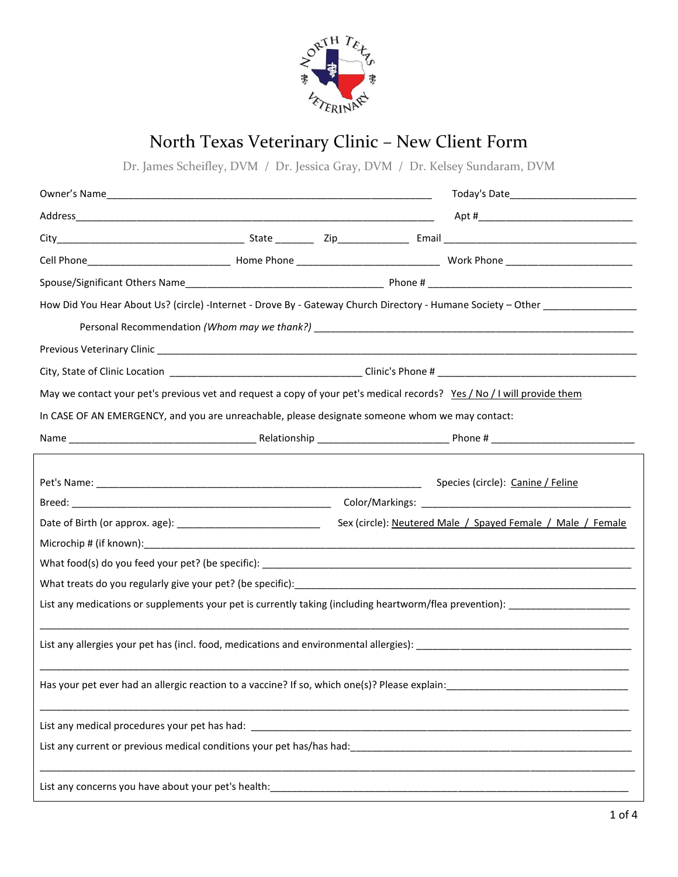# North Texas Veterinary Clinic – New Client Form

Dr. James Scheifley, DVM / Dr. Jessica Gray, DVM / Dr. Kelsey Sundaram, DVM

Owner's Name_____________________________________________________________ Today's Date_______________________

Address_________________________________________________________________ Apt #____________________________

City__________________________________ State _______ Zip_____________ Email ____________________________________

Cell Phone__________________________ Home Phone __________________________ Work Phone _______________________

Spouse/Significant Others Name____________________________________ Phone # _____________________________________

How Did You Hear About Us? (circle) -Internet - Drove By - Gateway Church Directory - Humane Society – Other _________________

Personal Recommendation *(Whom may we thank?)* __________________________________________________________

Previous Veterinary Clinic ___________________________________________________________________________________

City, State of Clinic Location ___________________________________ Clinic's Phone # ____________________________________

May we contact your pet's previous vet and request a copy of your pet's medical records? Yes / No / I will provide them

In CASE OF AN EMERGENCY, and you are unreachable, please designate someone whom we may contact:

Name __________________________________ Relationship ________________________ Phone # ___________________________

---

Pet's Name: ____________________________________________________________ Species (circle): Canine / Feline

Breed: ________________________________________________ Color/Markings: ______________________________________

Date of Birth (or approx. age): __________________________ Sex (circle): Neutered Male / Spayed Female / Male / Female

Microchip # (if known):______________________________________________________________________________________________

What food(s) do you feed your pet? (be specific): ________________________________________________________________________

What treats do you regularly give your pet? (be specific):___________________________________________________________________

List any medications or supplements your pet is currently taking (including heartworm/flea prevention): ______________________

____________________________________________________________________________________________________________

List any allergies your pet has (incl. food, medications and environmental allergies): ________________________________________

____________________________________________________________________________________________________________

Has your pet ever had an allergic reaction to a vaccine? If so, which one(s)? Please explain:__________________________________

____________________________________________________________________________________________________________

List any medical procedures your pet has had: ____________________________________________________________________

List any current or previous medical conditions your pet has/has had:_____________________________________________________

____________________________________________________________________________________________________________

List any concerns you have about your pet's health:__________________________________________________________________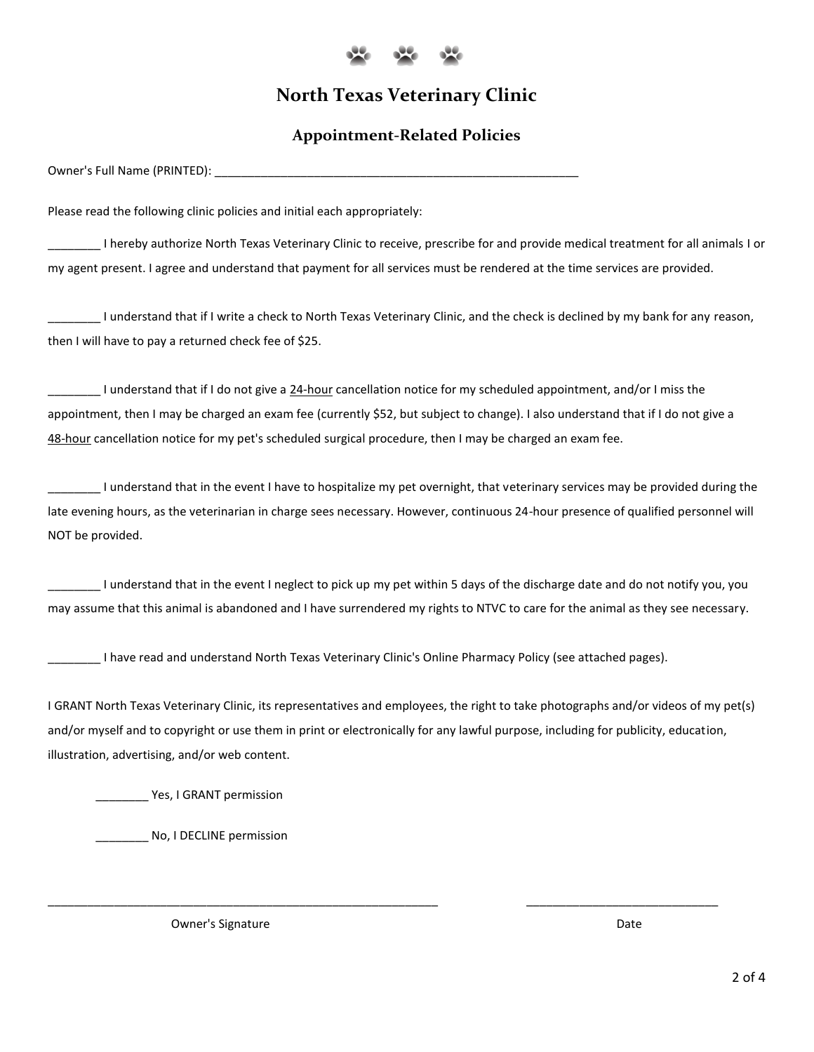# North Texas Veterinary Clinic

## Appointment-Related Policies

Owner's Full Name (PRINTED): ________________________________________________________

Please read the following clinic policies and initial each appropriately:

________ I hereby authorize North Texas Veterinary Clinic to receive, prescribe for and provide medical treatment for all animals I or my agent present. I agree and understand that payment for all services must be rendered at the time services are provided.

________ I understand that if I write a check to North Texas Veterinary Clinic, and the check is declined by my bank for any reason, then I will have to pay a returned check fee of $25.

________ I understand that if I do not give a 24-hour cancellation notice for my scheduled appointment, and/or I miss the appointment, then I may be charged an exam fee (currently $52, but subject to change). I also understand that if I do not give a 48-hour cancellation notice for my pet's scheduled surgical procedure, then I may be charged an exam fee.

________ I understand that in the event I have to hospitalize my pet overnight, that veterinary services may be provided during the late evening hours, as the veterinarian in charge sees necessary. However, continuous 24-hour presence of qualified personnel will NOT be provided.

________ I understand that in the event I neglect to pick up my pet within 5 days of the discharge date and do not notify you, you may assume that this animal is abandoned and I have surrendered my rights to NTVC to care for the animal as they see necessary.

________ I have read and understand North Texas Veterinary Clinic's Online Pharmacy Policy (see attached pages).

I GRANT North Texas Veterinary Clinic, its representatives and employees, the right to take photographs and/or videos of my pet(s) and/or myself and to copyright or use them in print or electronically for any lawful purpose, including for publicity, education, illustration, advertising, and/or web content.

________ Yes, I GRANT permission

________ No, I DECLINE permission

____________________________________________________________ ______________________________

Owner's Signature Date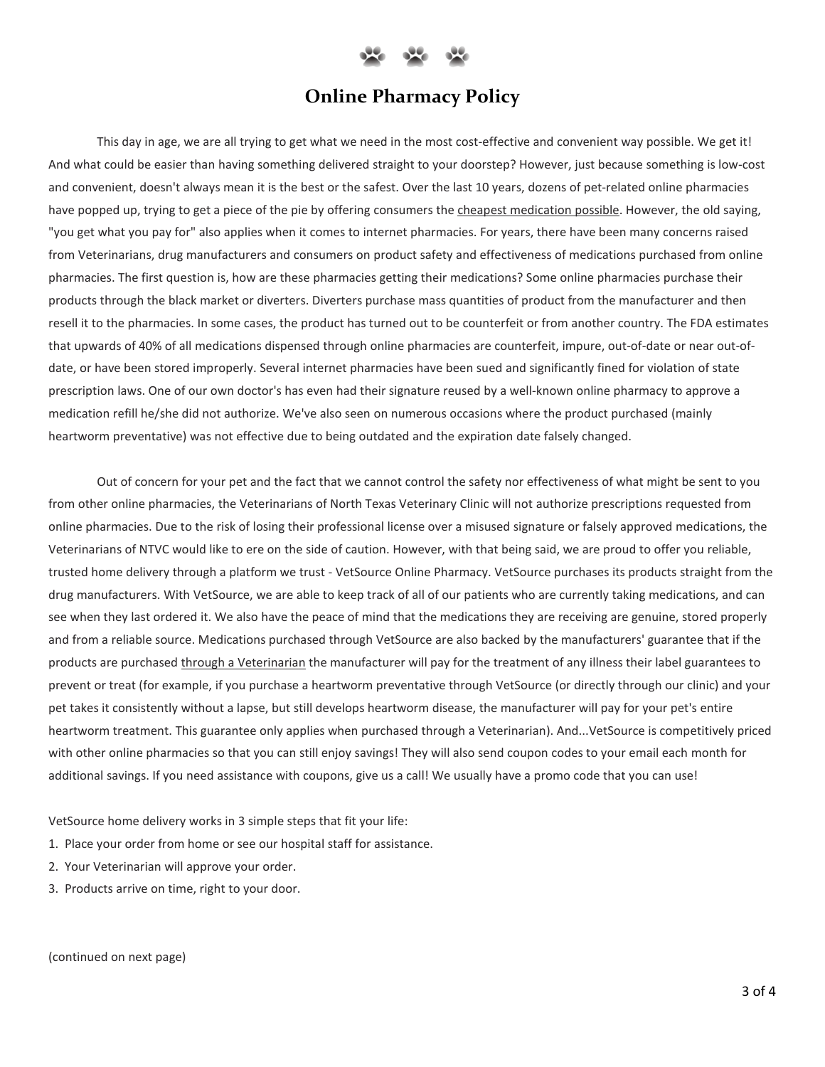# Online Pharmacy Policy

This day in age, we are all trying to get what we need in the most cost-effective and convenient way possible. We get it! And what could be easier than having something delivered straight to your doorstep? However, just because something is low-cost and convenient, doesn't always mean it is the best or the safest. Over the last 10 years, dozens of pet-related online pharmacies have popped up, trying to get a piece of the pie by offering consumers the cheapest medication possible. However, the old saying, "you get what you pay for" also applies when it comes to internet pharmacies. For years, there have been many concerns raised from Veterinarians, drug manufacturers and consumers on product safety and effectiveness of medications purchased from online pharmacies. The first question is, how are these pharmacies getting their medications? Some online pharmacies purchase their products through the black market or diverters. Diverters purchase mass quantities of product from the manufacturer and then resell it to the pharmacies. In some cases, the product has turned out to be counterfeit or from another country. The FDA estimates that upwards of 40% of all medications dispensed through online pharmacies are counterfeit, impure, out-of-date or near out-of-date, or have been stored improperly. Several internet pharmacies have been sued and significantly fined for violation of state prescription laws. One of our own doctor's has even had their signature reused by a well-known online pharmacy to approve a medication refill he/she did not authorize. We've also seen on numerous occasions where the product purchased (mainly heartworm preventative) was not effective due to being outdated and the expiration date falsely changed.

Out of concern for your pet and the fact that we cannot control the safety nor effectiveness of what might be sent to you from other online pharmacies, the Veterinarians of North Texas Veterinary Clinic will not authorize prescriptions requested from online pharmacies. Due to the risk of losing their professional license over a misused signature or falsely approved medications, the Veterinarians of NTVC would like to ere on the side of caution. However, with that being said, we are proud to offer you reliable, trusted home delivery through a platform we trust - VetSource Online Pharmacy. VetSource purchases its products straight from the drug manufacturers. With VetSource, we are able to keep track of all of our patients who are currently taking medications, and can see when they last ordered it. We also have the peace of mind that the medications they are receiving are genuine, stored properly and from a reliable source. Medications purchased through VetSource are also backed by the manufacturers' guarantee that if the products are purchased through a Veterinarian the manufacturer will pay for the treatment of any illness their label guarantees to prevent or treat (for example, if you purchase a heartworm preventative through VetSource (or directly through our clinic) and your pet takes it consistently without a lapse, but still develops heartworm disease, the manufacturer will pay for your pet's entire heartworm treatment. This guarantee only applies when purchased through a Veterinarian). And...VetSource is competitively priced with other online pharmacies so that you can still enjoy savings! They will also send coupon codes to your email each month for additional savings. If you need assistance with coupons, give us a call! We usually have a promo code that you can use!

VetSource home delivery works in 3 simple steps that fit your life:

1. Place your order from home or see our hospital staff for assistance.
2. Your Veterinarian will approve your order.
3. Products arrive on time, right to your door.

(continued on next page)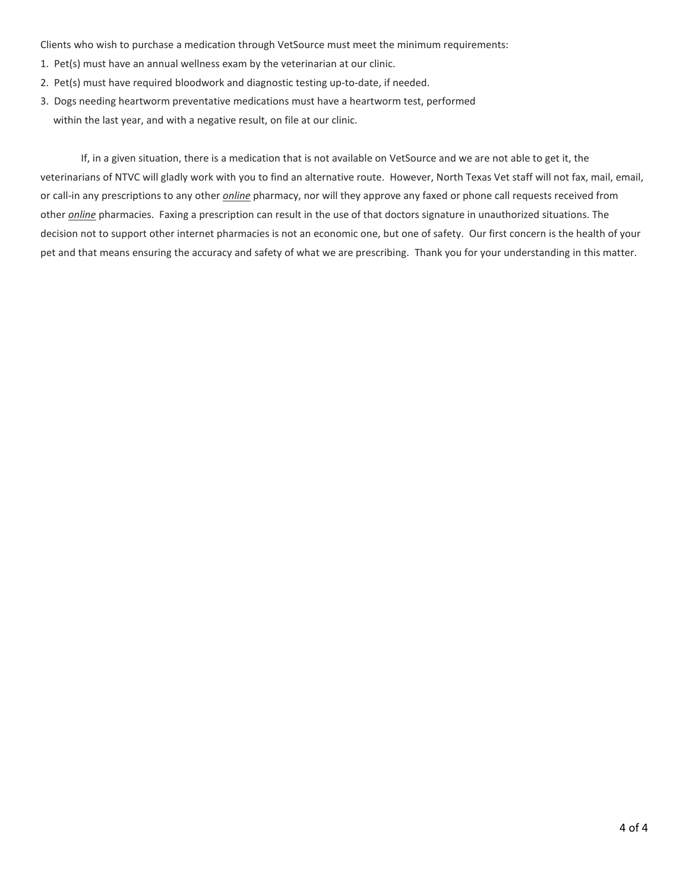Clients who wish to purchase a medication through VetSource must meet the minimum requirements:

1. Pet(s) must have an annual wellness exam by the veterinarian at our clinic.
2. Pet(s) must have required bloodwork and diagnostic testing up-to-date, if needed.
3. Dogs needing heartworm preventative medications must have a heartworm test, performed within the last year, and with a negative result, on file at our clinic.

If, in a given situation, there is a medication that is not available on VetSource and we are not able to get it, the veterinarians of NTVC will gladly work with you to find an alternative route. However, North Texas Vet staff will not fax, mail, email, or call-in any prescriptions to any other ***online*** pharmacy, nor will they approve any faxed or phone call requests received from other ***online*** pharmacies. Faxing a prescription can result in the use of that doctors signature in unauthorized situations. The decision not to support other internet pharmacies is not an economic one, but one of safety. Our first concern is the health of your pet and that means ensuring the accuracy and safety of what we are prescribing. Thank you for your understanding in this matter.